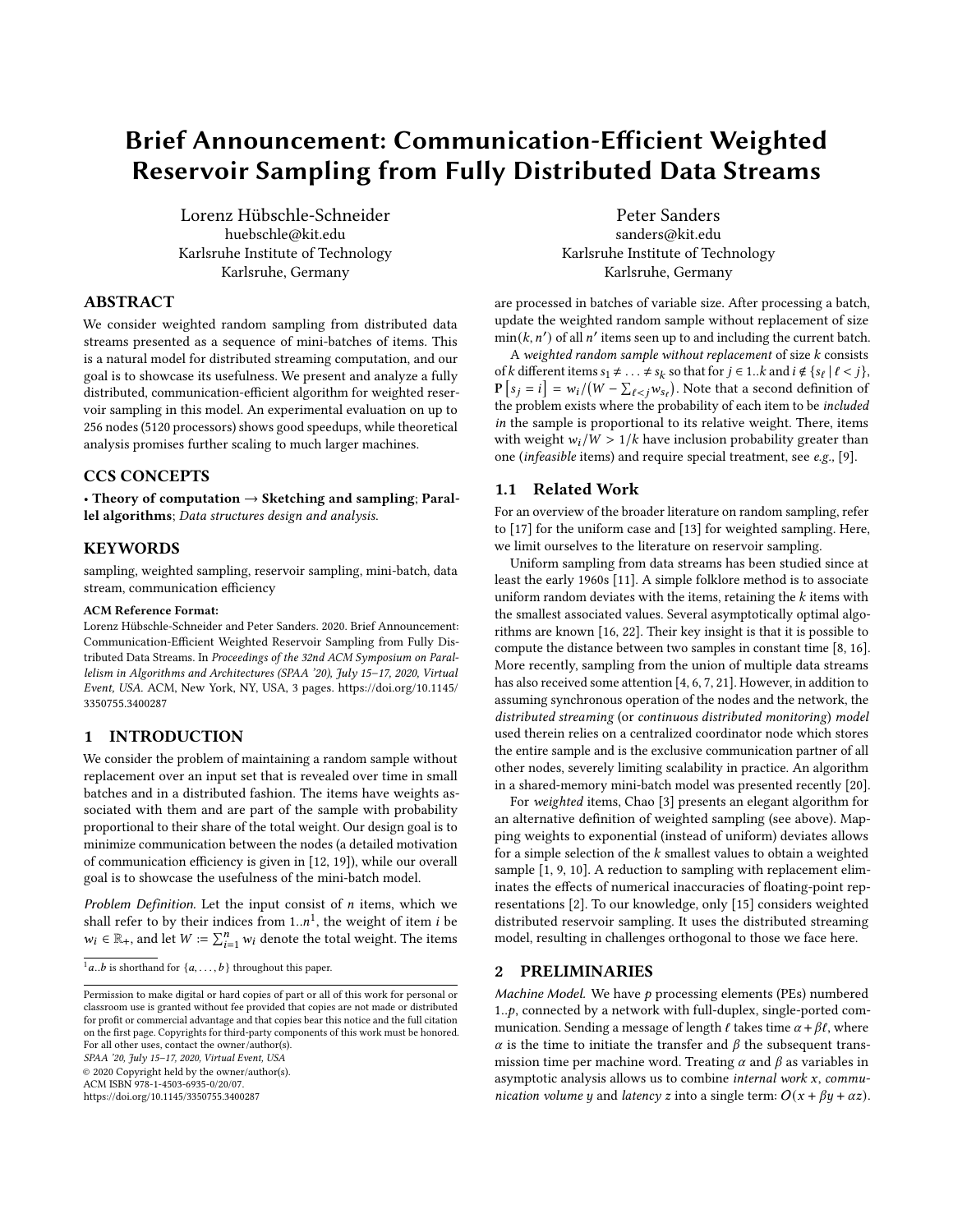# Brief Announcement: Communication-Efficient Weighted Reservoir Sampling from Fully Distributed Data Streams

Lorenz Hübschle-Schneider
huebschle@kit.edu
Karlsruhe Institute of Technology
Karlsruhe, Germany

Peter Sanders
sanders@kit.edu
Karlsruhe Institute of Technology
Karlsruhe, Germany

## ABSTRACT

We consider weighted random sampling from distributed data streams presented as a sequence of mini-batches of items. This is a natural model for distributed streaming computation, and our goal is to showcase its usefulness. We present and analyze a fully distributed, communication-efficient algorithm for weighted reservoir sampling in this model. An experimental evaluation on up to 256 nodes (5120 processors) shows good speedups, while theoretical analysis promises further scaling to much larger machines.

## CCS CONCEPTS

• **Theory of computation → Sketching and sampling**; **Parallel algorithms**; *Data structures design and analysis.*

## KEYWORDS

sampling, weighted sampling, reservoir sampling, mini-batch, data stream, communication efficiency

**ACM Reference Format:**

Lorenz Hübschle-Schneider and Peter Sanders. 2020. Brief Announcement: Communication-Efficient Weighted Reservoir Sampling from Fully Distributed Data Streams. In *Proceedings of the 32nd ACM Symposium on Parallelism in Algorithms and Architectures (SPAA '20), July 15–17, 2020, Virtual Event, USA.* ACM, New York, NY, USA, 3 pages. https://doi.org/10.1145/3350755.3400287

## 1 INTRODUCTION

We consider the problem of maintaining a random sample without replacement over an input set that is revealed over time in small batches and in a distributed fashion. The items have weights associated with them and are part of the sample with probability proportional to their share of the total weight. Our design goal is to minimize communication between the nodes (a detailed motivation of communication efficiency is given in [12, 19]), while our overall goal is to showcase the usefulness of the mini-batch model.

*Problem Definition.* Let the input consist of $n$ items, which we shall refer to by their indices from $1..n$[1], let the weight of item $i$ be $w_i \in \mathbb{R}_+$, and let $W := \sum_{i=1}^{n} w_i$ denote the total weight. The items are processed in batches of variable size. After processing a batch, update the weighted random sample without replacement of size $\min(k, n')$ of all $n'$ items seen up to and including the current batch.

A *weighted random sample without replacement* of size $k$ consists of $k$ different items $s_1 \neq \ldots \neq s_k$ so that for $j \in 1..k$ and $i \notin \{s_\ell \mid \ell < j\}$, $\mathbf{P}[s_j = i] = w_i / (W - \sum_{\ell<j} w_{s_\ell})$. Note that a second definition of the problem exists where the probability of each item to be *included in* the sample is proportional to its relative weight. There, items with weight $w_i/W > 1/k$ have inclusion probability greater than one (*infeasible* items) and require special treatment, see *e.g.,* [9].

### 1.1 Related Work

For an overview of the broader literature on random sampling, refer to [17] for the uniform case and [13] for weighted sampling. Here, we limit ourselves to the literature on reservoir sampling.

Uniform sampling from data streams has been studied since at least the early 1960s [11]. A simple folklore method is to associate uniform random deviates with the items, retaining the $k$ items with the smallest associated values. Several asymptotically optimal algorithms are known [16, 22]. Their key insight is that it is possible to compute the distance between two samples in constant time [8, 16]. More recently, sampling from the union of multiple data streams has also received some attention [4, 6, 7, 21]. However, in addition to assuming synchronous operation of the nodes and the network, the *distributed streaming* (or *continuous distributed monitoring*) *model* used therein relies on a centralized coordinator node which stores the entire sample and is the exclusive communication partner of all other nodes, severely limiting scalability in practice. An algorithm in a shared-memory mini-batch model was presented recently [20].

For *weighted* items, Chao [3] presents an elegant algorithm for an alternative definition of weighted sampling (see above). Mapping weights to exponential (instead of uniform) deviates allows for a simple selection of the $k$ smallest values to obtain a weighted sample [1, 9, 10]. A reduction to sampling with replacement eliminates the effects of numerical inaccuracies of floating-point representations [2]. To our knowledge, only [15] considers weighted distributed reservoir sampling. It uses the distributed streaming model, resulting in challenges orthogonal to those we face here.

## 2 PRELIMINARIES

*Machine Model.* We have $p$ processing elements (PEs) numbered $1..p$, connected by a network with full-duplex, single-ported communication. Sending a message of length $\ell$ takes time $\alpha + \beta\ell$, where $\alpha$ is the time to initiate the transfer and $\beta$ the subsequent transmission time per machine word. Treating $\alpha$ and $\beta$ as variables in asymptotic analysis allows us to combine *internal work* $x$, *communication volume* $y$ and *latency* $z$ into a single term: $O(x + \beta y + \alpha z)$.

[1] $a..b$ is shorthand for $\{a, \ldots, b\}$ throughout this paper.

Permission to make digital or hard copies of part or all of this work for personal or classroom use is granted without fee provided that copies are not made or distributed for profit or commercial advantage and that copies bear this notice and the full citation on the first page. Copyrights for third-party components of this work must be honored. For all other uses, contact the owner/author(s).
SPAA '20, July 15–17, 2020, Virtual Event, USA
© 2020 Copyright held by the owner/author(s).
ACM ISBN 978-1-4503-6935-0/20/07.
https://doi.org/10.1145/3350755.3400287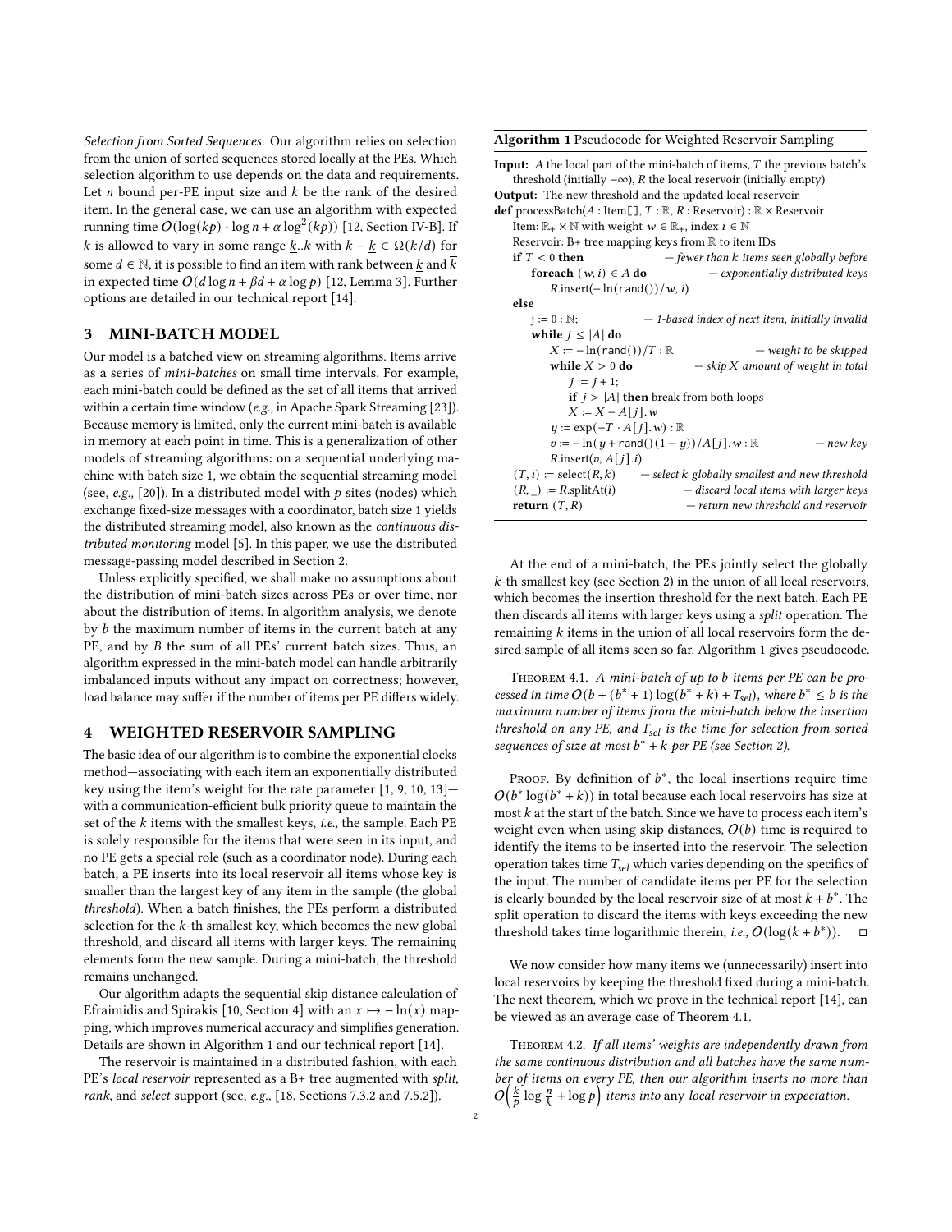*Selection from Sorted Sequences.* Our algorithm relies on selection from the union of sorted sequences stored locally at the PEs. Which selection algorithm to use depends on the data and requirements. Let $n$ bound per-PE input size and $k$ be the rank of the desired item. In the general case, we can use an algorithm with expected running time $O(\log(kp) \cdot \log n + \alpha \log^2(kp))$ [12, Section IV-B]. If $k$ is allowed to vary in some range $\underline{k}..\overline{k}$ with $\overline{k} - \underline{k} \in \Omega(\overline{k}/d)$ for some $d \in \mathbb{N}$, it is possible to find an item with rank between $\underline{k}$ and $\overline{k}$ in expected time $O(d \log n + \beta d + \alpha \log p)$ [12, Lemma 3]. Further options are detailed in our technical report [14].

## 3 MINI-BATCH MODEL

Our model is a batched view on streaming algorithms. Items arrive as a series of *mini-batches* on small time intervals. For example, each mini-batch could be defined as the set of all items that arrived within a certain time window (*e.g.,* in Apache Spark Streaming [23]). Because memory is limited, only the current mini-batch is available in memory at each point in time. This is a generalization of other models of streaming algorithms: on a sequential underlying machine with batch size 1, we obtain the sequential streaming model (see, *e.g.,* [20]). In a distributed model with $p$ sites (nodes) which exchange fixed-size messages with a coordinator, batch size 1 yields the distributed streaming model, also known as the *continuous distributed monitoring* model [5]. In this paper, we use the distributed message-passing model described in Section 2.

Unless explicitly specified, we shall make no assumptions about the distribution of mini-batch sizes across PEs or over time, nor about the distribution of items. In algorithm analysis, we denote by $b$ the maximum number of items in the current batch at any PE, and by $B$ the sum of all PEs' current batch sizes. Thus, an algorithm expressed in the mini-batch model can handle arbitrarily imbalanced inputs without any impact on correctness; however, load balance may suffer if the number of items per PE differs widely.

## 4 WEIGHTED RESERVOIR SAMPLING

The basic idea of our algorithm is to combine the exponential clocks method—associating with each item an exponentially distributed key using the item's weight for the rate parameter [1, 9, 10, 13]—with a communication-efficient bulk priority queue to maintain the set of the $k$ items with the smallest keys, *i.e.,* the sample. Each PE is solely responsible for the items that were seen in its input, and no PE gets a special role (such as a coordinator node). During each batch, a PE inserts into its local reservoir all items whose key is smaller than the largest key of any item in the sample (the global *threshold*). When a batch finishes, the PEs perform a distributed selection for the $k$-th smallest key, which becomes the new global threshold, and discard all items with larger keys. The remaining elements form the new sample. During a mini-batch, the threshold remains unchanged.

Our algorithm adapts the sequential skip distance calculation of Efraimidis and Spirakis [10, Section 4] with an $x \mapsto -\ln(x)$ mapping, which improves numerical accuracy and simplifies generation. Details are shown in Algorithm 1 and our technical report [14].

The reservoir is maintained in a distributed fashion, with each PE's *local reservoir* represented as a B+ tree augmented with *split*, *rank*, and *select* support (see, *e.g.,* [18, Sections 7.3.2 and 7.5.2]).

**Algorithm 1** Pseudocode for Weighted Reservoir Sampling

**Input:** $A$ the local part of the mini-batch of items, $T$ the previous batch's threshold (initially $-\infty$), $R$ the local reservoir (initially empty)
**Output:** The new threshold and the updated local reservoir

```
def processBatch(A : Item[], T : ℝ, R : Reservoir) : ℝ × Reservoir
  Item: ℝ₊ × ℕ with weight w ∈ ℝ₊, index i ∈ ℕ
  Reservoir: B+ tree mapping keys from ℝ to item IDs
  if T < 0 then                          — fewer than k items seen globally before
    foreach (w, i) ∈ A do                — exponentially distributed keys
      R.insert(−ln(rand())/w, i)
  else
    j := 0 : ℕ;                          — 1-based index of next item, initially invalid
    while j ≤ |A| do
      X := −ln(rand())/T : ℝ             — weight to be skipped
      while X > 0 do                     — skip X amount of weight in total
        j := j + 1;
        if j > |A| then break from both loops
        X := X − A[j].w
      y := exp(−T · A[j].w) : ℝ
      v := −ln(y + rand()(1 − y))/A[j].w : ℝ          — new key
      R.insert(v, A[j].i)
  (T, i) := select(R, k)       — select k globally smallest and new threshold
  (R, _) := R.splitAt(i)       — discard local items with larger keys
  return (T, R)                — return new threshold and reservoir
```

At the end of a mini-batch, the PEs jointly select the globally $k$-th smallest key (see Section 2) in the union of all local reservoirs, which becomes the insertion threshold for the next batch. Each PE then discards all items with larger keys using a *split* operation. The remaining $k$ items in the union of all local reservoirs form the desired sample of all items seen so far. Algorithm 1 gives pseudocode.

Theorem 4.1. *A mini-batch of up to $b$ items per PE can be processed in time $O(b + (b^* + 1)\log(b^* + k) + T_{sel})$, where $b^* \le b$ is the maximum number of items from the mini-batch below the insertion threshold on any PE, and $T_{sel}$ is the time for selection from sorted sequences of size at most $b^* + k$ per PE (see Section 2).*

Proof. By definition of $b^*$, the local insertions require time $O(b^* \log(b^* + k))$ in total because each local reservoirs has size at most $k$ at the start of the batch. Since we have to process each item's weight even when using skip distances, $O(b)$ time is required to identify the items to be inserted into the reservoir. The selection operation takes time $T_{sel}$ which varies depending on the specifics of the input. The number of candidate items per PE for the selection is clearly bounded by the local reservoir size of at most $k + b^*$. The split operation to discard the items with keys exceeding the new threshold takes time logarithmic therein, *i.e.,* $O(\log(k + b^*))$. □

We now consider how many items we (unnecessarily) insert into local reservoirs by keeping the threshold fixed during a mini-batch. The next theorem, which we prove in the technical report [14], can be viewed as an average case of Theorem 4.1.

Theorem 4.2. *If all items' weights are independently drawn from the same continuous distribution and all batches have the same number of items on every PE, then our algorithm inserts no more than $O\!\left(\frac{k}{p}\log\frac{n}{k} + \log p\right)$ items into* any *local reservoir in expectation.*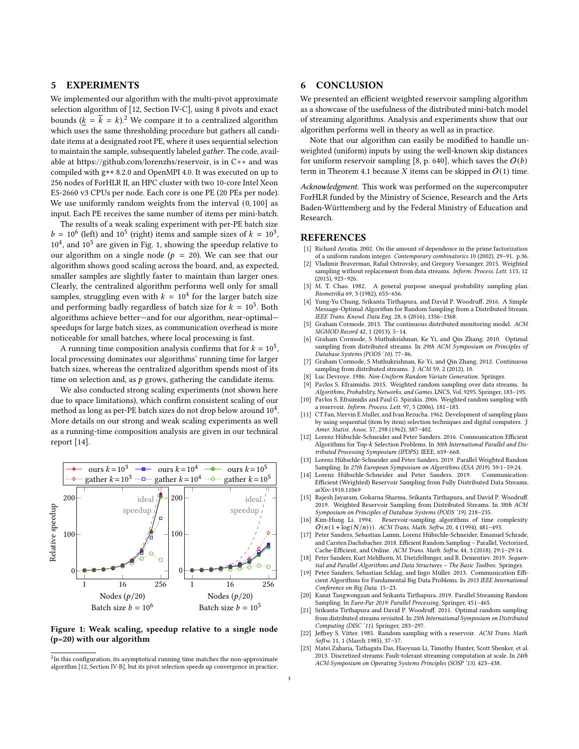## 5 EXPERIMENTS

We implemented our algorithm with the multi-pivot approximate selection algorithm of [12, Section IV-C], using 8 pivots and exact bounds ($\underline{k} = \overline{k} = k$).[2] We compare it to a centralized algorithm which uses the same thresholding procedure but gathers all candidate items at a designated root PE, where it uses sequential selection to maintain the sample, subsequently labeled *gather*. The code, available at https://github.com/lorenzhs/reservoir, is in C++ and was compiled with g++ 8.2.0 and OpenMPI 4.0. It was executed on up to 256 nodes of ForHLR II, an HPC cluster with two 10-core Intel Xeon E5-2660 v3 CPUs per node. Each core is one PE (20 PEs per node). We use uniformly random weights from the interval $(0, 100]$ as input. Each PE receives the same number of items per mini-batch.

The results of a weak scaling experiment with per-PE batch size $b = 10^6$ (left) and $10^5$ (right) items and sample sizes of $k = 10^3$, $10^4$, and $10^5$ are given in Fig. 1, showing the speedup relative to our algorithm on a single node ($p = 20$). We can see that our algorithm shows good scaling across the board, and, as expected, smaller samples are slightly faster to maintain than larger ones. Clearly, the centralized algorithm performs well only for small samples, struggling even with $k = 10^4$ for the larger batch size and performing badly regardless of batch size for $k = 10^5$. Both algorithms achieve better—and for our algorithm, near-optimal—speedups for large batch sizes, as communication overhead is more noticeable for small batches, where local processing is fast.

A running time composition analysis confirms that for $k = 10^5$, local processing dominates our algorithms' running time for larger batch sizes, whereas the centralized algorithm spends most of its time on selection and, as $p$ grows, gathering the candidate items.

We also conducted strong scaling experiments (not shown here due to space limitations), which confirm consistent scaling of our method as long as per-PE batch sizes do not drop below around $10^4$. More details on our strong and weak scaling experiments as well as a running-time composition analysis are given in our technical report [14].

ours $k=10^3$ ours $k=10^4$ ours $k=10^5$
gather $k=10^3$ gather $k=10^4$ gather $k=10^5$
Relative speedup
200
100
0
ideal speedup
1 16 256
Nodes ($p$/20)
Batch size $b = 10^6$
200
100
0
ideal speedup
1 16 256
Nodes ($p$/20)
Batch size $b = 10^5$

**Figure 1: Weak scaling, speedup relative to a single node (p=20) with our algorithm**

[2] In this configuration, its asymptotical running time matches the non-approximate algorithm [12, Section IV-B], but its pivot selection speeds up convergence in practice.

## 6 CONCLUSION

We presented an efficient weighted reservoir sampling algorithm as a showcase of the usefulness of the distributed mini-batch model of streaming algorithms. Analysis and experiments show that our algorithm performs well in theory as well as in practice.

Note that our algorithm can easily be modified to handle unweighted (uniform) inputs by using the well-known skip distances for uniform reservoir sampling [8, p. 640], which saves the $O(b)$ term in Theorem 4.1 because $X$ items can be skipped in $O(1)$ time.

*Acknowledgment.* This work was performed on the supercomputer ForHLR funded by the Ministry of Science, Research and the Arts Baden-Württemberg and by the Federal Ministry of Education and Research.

## REFERENCES

- [1] Richard Arratia. 2002. On the amount of dependence in the prime factorization of a uniform random integer. *Contemporary combinatorics* 10 (2002), 29–91. p.36.
- [2] Vladimir Braverman, Rafail Ostrovsky, and Gregory Vorsanger. 2015. Weighted sampling without replacement from data streams. *Inform. Process. Lett.* 115, 12 (2015), 923–926.
- [3] M. T. Chao. 1982. A general purpose unequal probability sampling plan. *Biometrika* 69, 3 (1982), 653–656.
- [4] Yung-Yu Chung, Srikanta Tirthapura, and David P. Woodruff. 2016. A Simple Message-Optimal Algorithm for Random Sampling from a Distributed Stream. *IEEE Trans. Knowl. Data Eng.* 28, 6 (2016), 1356–1368.
- [5] Graham Cormode. 2013. The continuous distributed monitoring model. *ACM SIGMOD Record* 42, 1 (2013), 5–14.
- [6] Graham Cormode, S Muthukrishnan, Ke Yi, and Qin Zhang. 2010. Optimal sampling from distributed streams. In *29th ACM Symposium on Principles of Database Systems (PODS '10)*. 77–86.
- [7] Graham Cormode, S Muthukrishnan, Ke Yi, and Qin Zhang. 2012. Continuous sampling from distributed streams. *J. ACM* 59, 2 (2012), 10.
- [8] Luc Devroye. 1986. *Non-Uniform Random Variate Generation*. Springer.
- [9] Pavlos S. Efraimidis. 2015. Weighted random sampling over data streams. In *Algorithms, Probability, Networks, and Games*. LNCS, Vol. 9295. Springer, 183–195.
- [10] Pavlos S. Efraimidis and Paul G. Spirakis. 2006. Weighted random sampling with a reservoir. *Inform. Process. Lett.* 97, 5 (2006), 181–185.
- [11] CT Fan, Mervin E Muller, and Ivan Rezucha. 1962. Development of sampling plans by using sequential (item by item) selection techniques and digital computers. *J. Amer. Statist. Assoc.* 57, 298 (1962), 387–402.
- [12] Lorenz Hübschle-Schneider and Peter Sanders. 2016. Communication Efficient Algorithms for Top-$k$ Selection Problems. In *30th International Parallel and Distributed Processing Symposium (IPDPS)*. IEEE, 659–668.
- [13] Lorenz Hübschle-Schneider and Peter Sanders. 2019. Parallel Weighted Random Sampling. In *27th European Symposium on Algorithms (ESA 2019)*. 59:1–59:24.
- [14] Lorenz Hübschle-Schneider and Peter Sanders. 2019. Communication-Efficient (Weighted) Reservoir Sampling from Fully Distributed Data Streams. arXiv:1910.11069
- [15] Rajesh Jayaram, Gokarna Sharma, Srikanta Tirthapura, and David P. Woodruff. 2019. Weighted Reservoir Sampling from Distributed Streams. In *38th ACM Symposium on Principles of Database Systems (PODS '19)*. 218–235.
- [16] Kim-Hung Li. 1994. Reservoir-sampling algorithms of time complexity $O(n(1 + \log(N/n)))$. *ACM Trans. Math. Softw.* 20, 4 (1994), 481–493.
- [17] Peter Sanders, Sebastian Lamm, Lorenz Hübschle-Schneider, Emanuel Schrade, and Carsten Dachsbacher. 2018. Efficient Random Sampling – Parallel, Vectorized, Cache-Efficient, and Online. *ACM Trans. Math. Softw.* 44, 3 (2018), 29:1–29:14.
- [18] Peter Sanders, Kurt Mehlhorn, M. Dietzfelbinger, and R. Dementiev. 2019. *Sequential and Parallel Algorithms and Data Structures – The Basic Toolbox*. Springer.
- [19] Peter Sanders, Sebastian Schlag, and Ingo Müller. 2013. Communication Efficient Algorithms for Fundamental Big Data Problems. In *2013 IEEE International Conference on Big Data*. 15–23.
- [20] Kanat Tangwongsan and Srikanta Tirthapura. 2019. Parallel Streaming Random Sampling. In *Euro-Par 2019: Parallel Processing*. Springer, 451–465.
- [21] Srikanta Tirthapura and David P. Woodruff. 2011. Optimal random sampling from distributed streams revisited. In *25th International Symposium on Distributed Computing (DISC '11)*. Springer, 283–297.
- [22] Jeffrey S. Vitter. 1985. Random sampling with a reservoir. *ACM Trans. Math. Softw.* 11, 1 (March 1985), 37–57.
- [23] Matei Zaharia, Tathagata Das, Haoyuan Li, Timothy Hunter, Scott Shenker, et al. 2013. Discretized streams: Fault-tolerant streaming computation at scale. In *24th ACM Symposium on Operating Systems Principles (SOSP '13)*. 423–438.